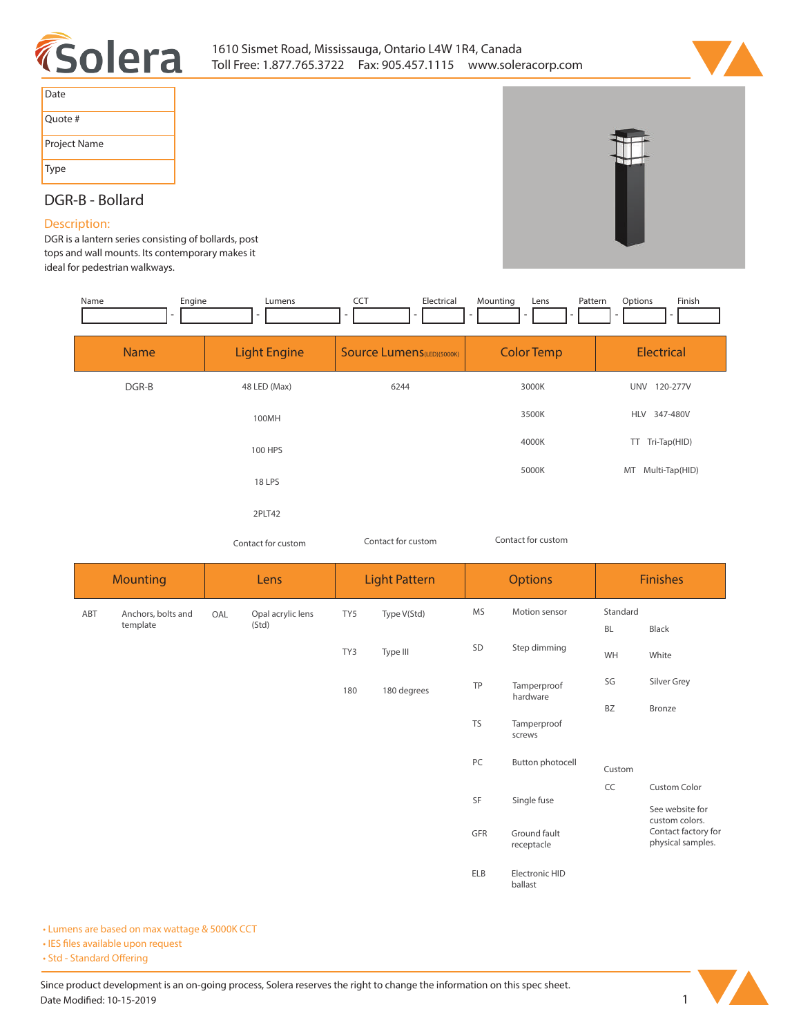1610 Sismet Road, Mississauga, Ontario L4W 1R4, Canada
Toll Free: 1.877.765.3722 Fax: 905.457.1115 www.soleracorp.com

| | |
|---|---|
| Date | |
| Quote # | |
| Project Name | |
| Type | |

## DGR-B - Bollard

### Description:

DGR is a lantern series consisting of bollards, post tops and wall mounts. Its contemporary makes it ideal for pedestrian walkways.

| Name | Engine | Lumens | CCT | Electrical | Mounting | Lens | Pattern | Options | Finish |
|---|---|---|---|---|---|---|---|---|---|
| | | | | | | | | | |

| Name | Light Engine | Source Lumens(LED)(5000K) | Color Temp | Electrical |
|---|---|---|---|---|
| DGR-B | 48 LED (Max) | 6244 | 3000K | UNV 120-277V |
| | 100MH | | 3500K | HLV 347-480V |
| | 100 HPS | | 4000K | TT Tri-Tap(HID) |
| | 18 LPS | | 5000K | MT Multi-Tap(HID) |
| | 2PLT42 | | | |
| | Contact for custom | Contact for custom | Contact for custom | |

| Mounting | | Lens | | Light Pattern | | Options | | Finishes | |
|---|---|---|---|---|---|---|---|---|---|
| ABT | Anchors, bolts and template | OAL | Opal acrylic lens (Std) | TY5 | Type V(Std) | MS | Motion sensor | Standard | |
| | | | | | | | | BL | Black |
| | | | | TY3 | Type III | SD | Step dimming | WH | White |
| | | | | 180 | 180 degrees | TP | Tamperproof hardware | SG | Silver Grey |
| | | | | | | | | BZ | Bronze |
| | | | | | | TS | Tamperproof screws | | |
| | | | | | | PC | Button photocell | Custom | |
| | | | | | | | | CC | Custom Color |
| | | | | | | SF | Single fuse | | See website for custom colors. Contact factory for physical samples. |
| | | | | | | GFR | Ground fault receptacle | | |
| | | | | | | ELB | Electronic HID ballast | | |

- Lumens are based on max wattage & 5000K CCT
- IES files available upon request
- Std - Standard Offering

Since product development is an on-going process, Solera reserves the right to change the information on this spec sheet.
Date Modified: 10-15-2019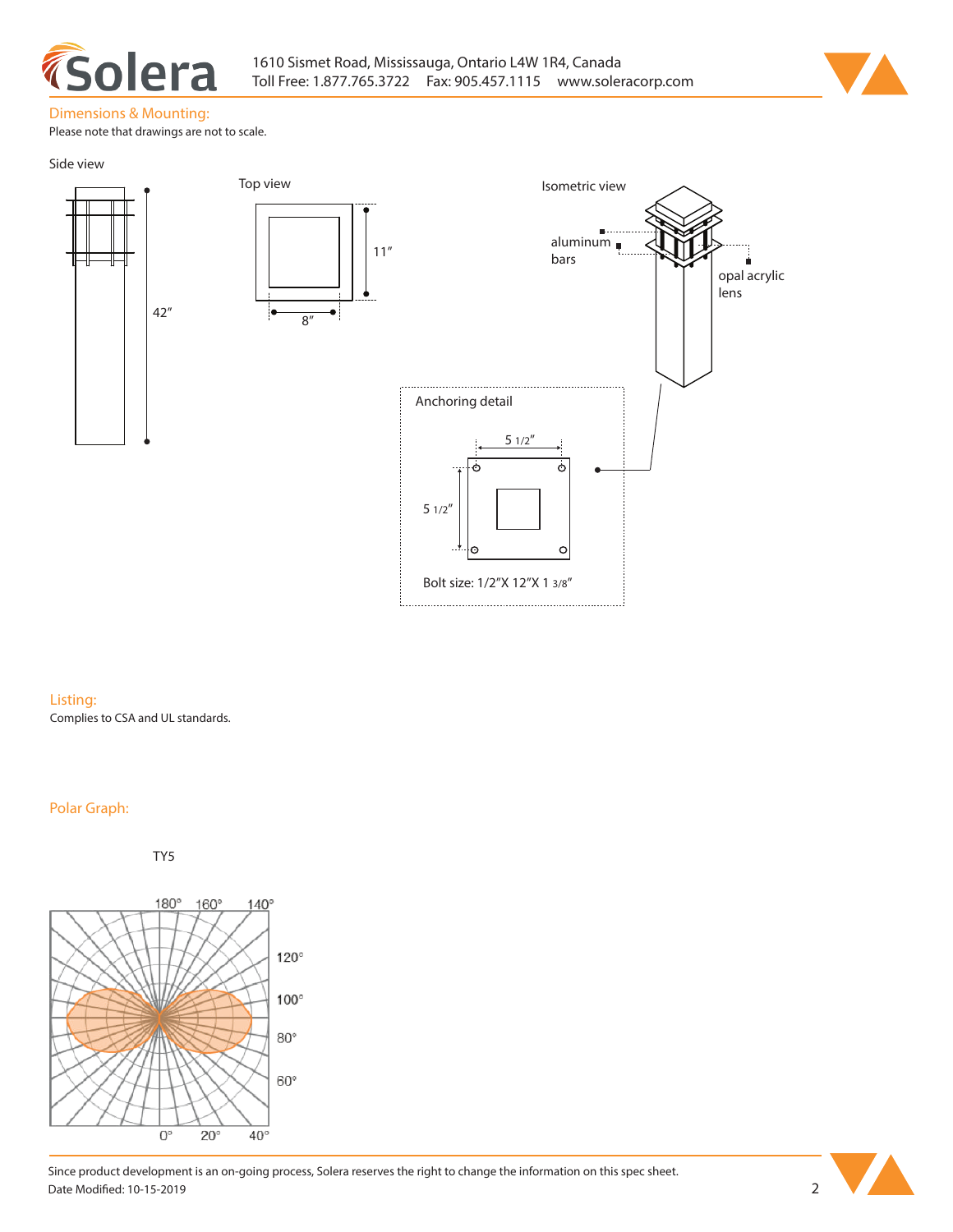Solera

1610 Sismet Road, Mississauga, Ontario L4W 1R4, Canada
Toll Free: 1.877.765.3722  Fax: 905.457.1115  www.soleracorp.com

## Dimensions & Mounting:

Please note that drawings are not to scale.

Side view

42"

Top view

11"

8"

Isometric view

aluminum bars

opal acrylic lens

Anchoring detail

5 1/2"

5 1/2"

Bolt size: 1/2"X 12"X 1 3/8"

## Listing:

Complies to CSA and UL standards.

## Polar Graph:

TY5

180° 160° 140°

120°

100°

80°

60°

0° 20° 40°

Since product development is an on-going process, Solera reserves the right to change the information on this spec sheet.
Date Modified: 10-15-2019